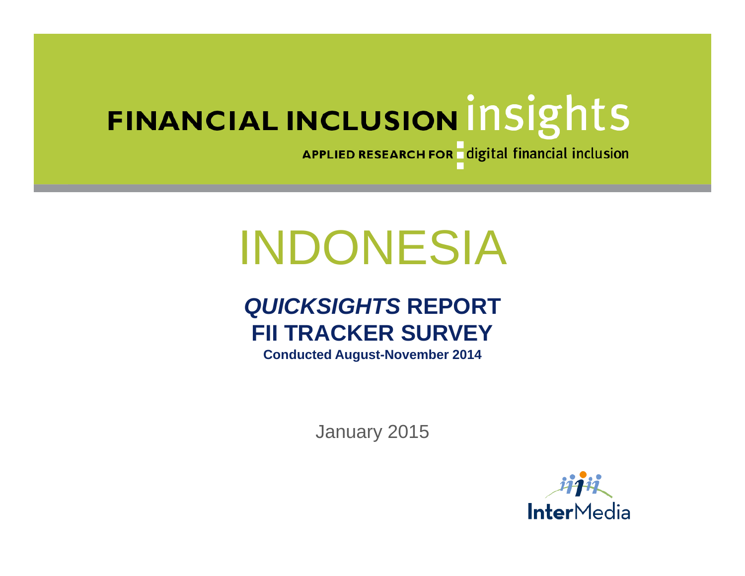FINANCIAL INCLUSION insights

APPLIED RESEARCH FOR digital financial inclusion

# INDONESIA

## *QUICKSIGHTS* REPORT
## FII TRACKER SURVEY

**Conducted August-November 2014**

January 2015

InterMedia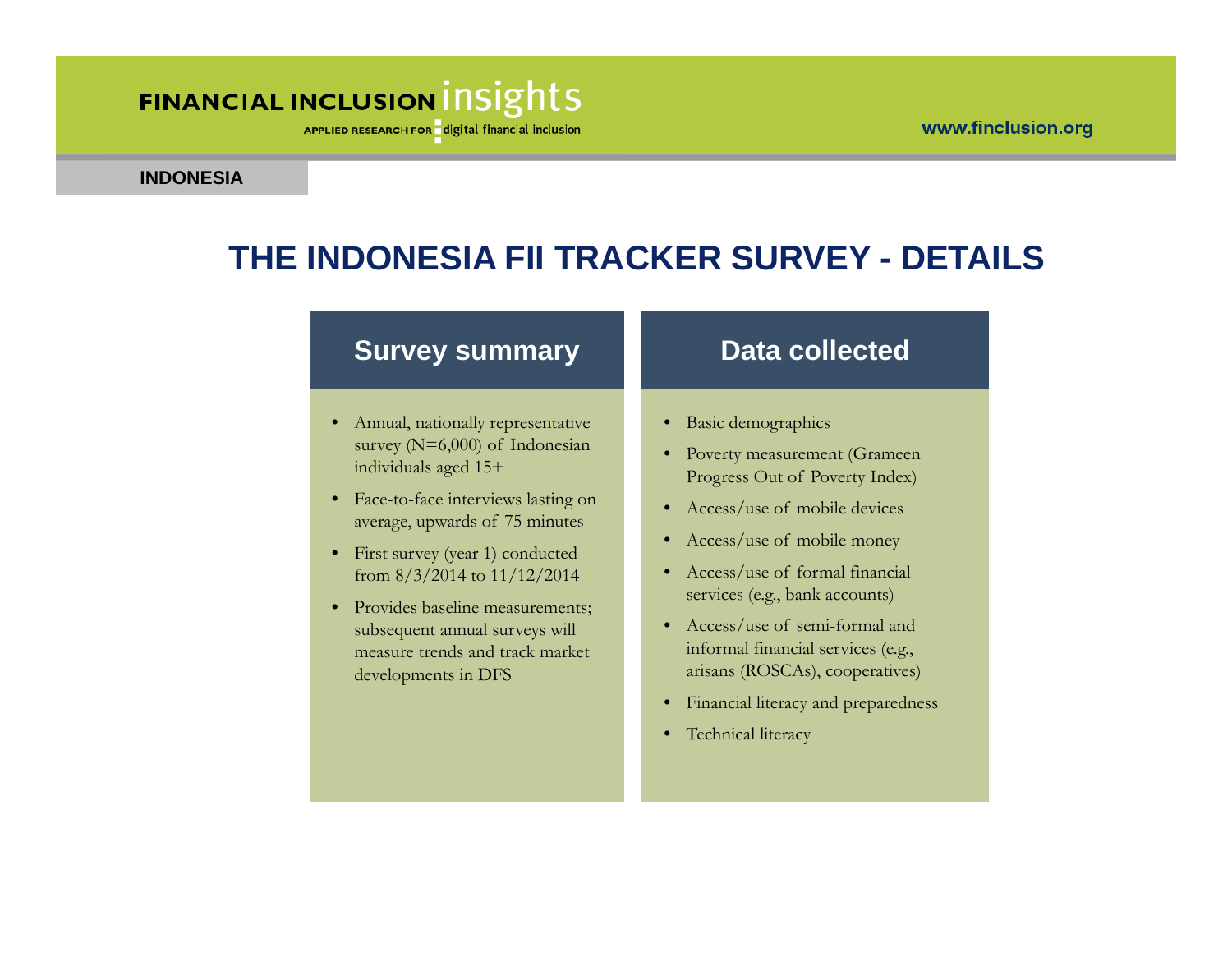# THE INDONESIA FII TRACKER SURVEY - DETAILS

## Survey summary

- Annual, nationally representative survey (N=6,000) of Indonesian individuals aged 15+
- Face-to-face interviews lasting on average, upwards of 75 minutes
- First survey (year 1) conducted from 8/3/2014 to 11/12/2014
- Provides baseline measurements; subsequent annual surveys will measure trends and track market developments in DFS

## Data collected

- Basic demographics
- Poverty measurement (Grameen Progress Out of Poverty Index)
- Access/use of mobile devices
- Access/use of mobile money
- Access/use of formal financial services (e.g., bank accounts)
- Access/use of semi-formal and informal financial services (e.g., arisans (ROSCAs), cooperatives)
- Financial literacy and preparedness
- Technical literacy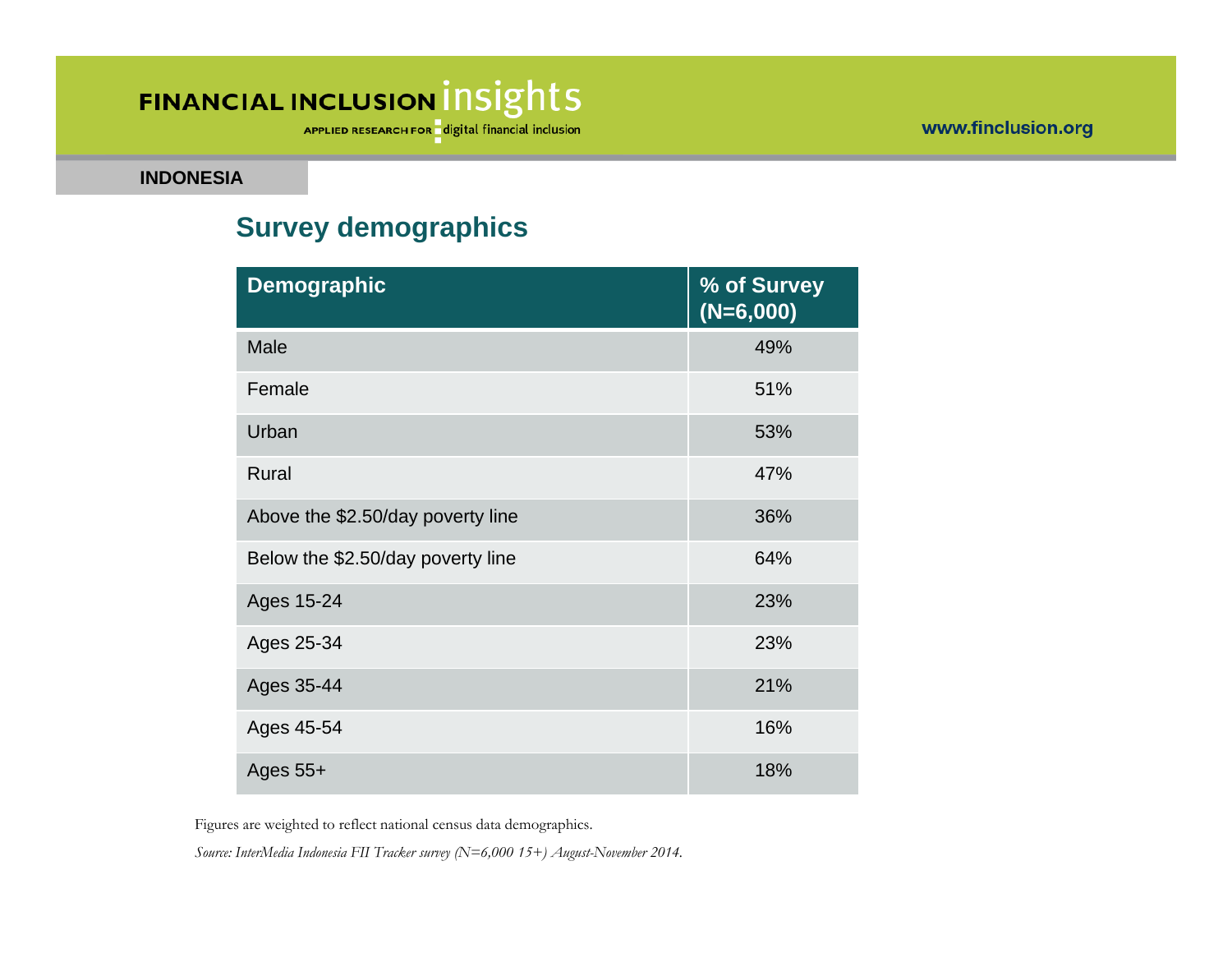INDONESIA

## Survey demographics

| Demographic | % of Survey (N=6,000) |
|---|---|
| Male | 49% |
| Female | 51% |
| Urban | 53% |
| Rural | 47% |
| Above the $2.50/day poverty line | 36% |
| Below the $2.50/day poverty line | 64% |
| Ages 15-24 | 23% |
| Ages 25-34 | 23% |
| Ages 35-44 | 21% |
| Ages 45-54 | 16% |
| Ages 55+ | 18% |

Figures are weighted to reflect national census data demographics.

*Source: InterMedia Indonesia FII Tracker survey (N=6,000 15+) August-November 2014.*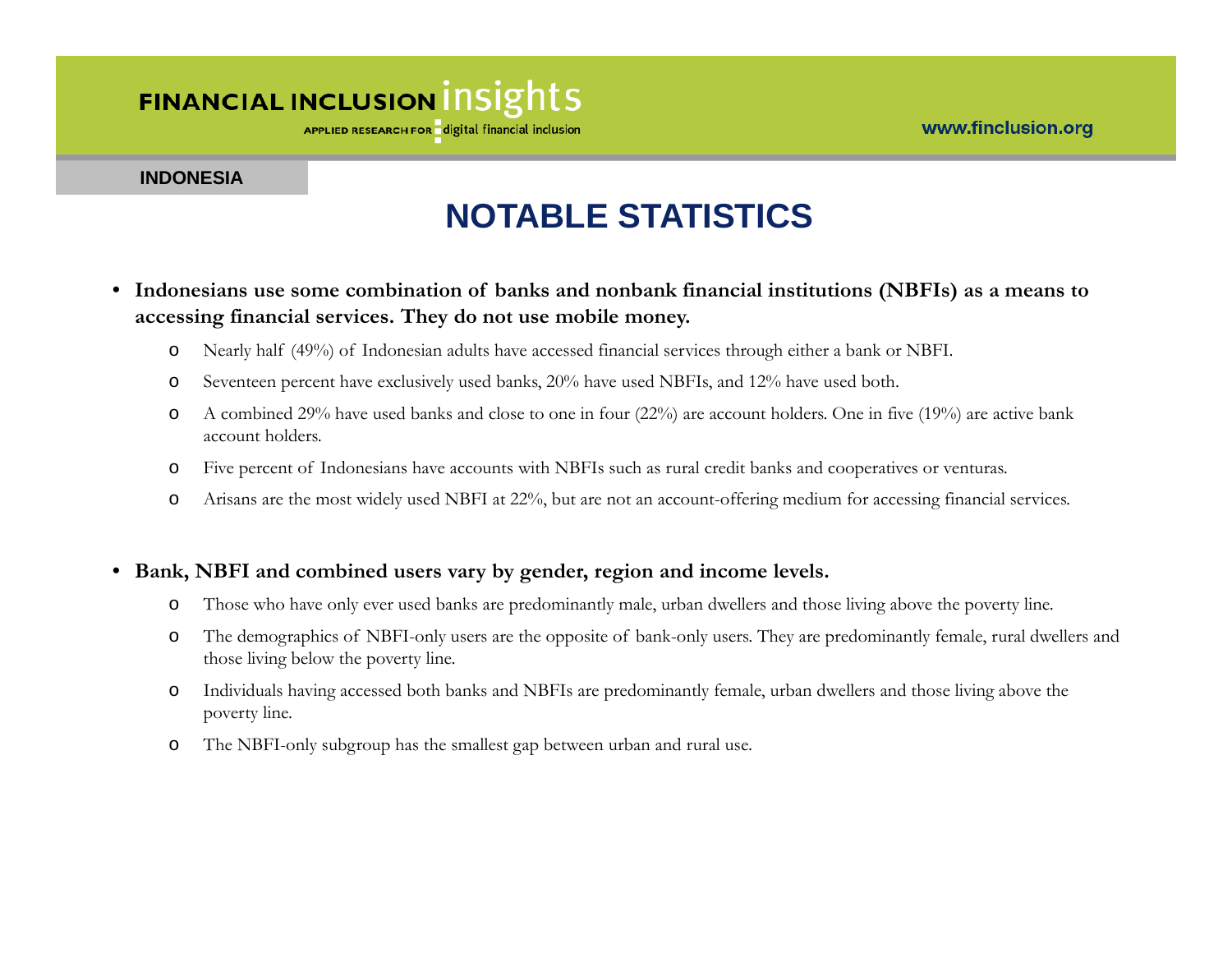INDONESIA

# NOTABLE STATISTICS

- **Indonesians use some combination of banks and nonbank financial institutions (NBFIs) as a means to accessing financial services. They do not use mobile money.**
  - Nearly half (49%) of Indonesian adults have accessed financial services through either a bank or NBFI.
  - Seventeen percent have exclusively used banks, 20% have used NBFIs, and 12% have used both.
  - A combined 29% have used banks and close to one in four (22%) are account holders. One in five (19%) are active bank account holders.
  - Five percent of Indonesians have accounts with NBFIs such as rural credit banks and cooperatives or venturas.
  - Arisans are the most widely used NBFI at 22%, but are not an account-offering medium for accessing financial services.

- **Bank, NBFI and combined users vary by gender, region and income levels.**
  - Those who have only ever used banks are predominantly male, urban dwellers and those living above the poverty line.
  - The demographics of NBFI-only users are the opposite of bank-only users. They are predominantly female, rural dwellers and those living below the poverty line.
  - Individuals having accessed both banks and NBFIs are predominantly female, urban dwellers and those living above the poverty line.
  - The NBFI-only subgroup has the smallest gap between urban and rural use.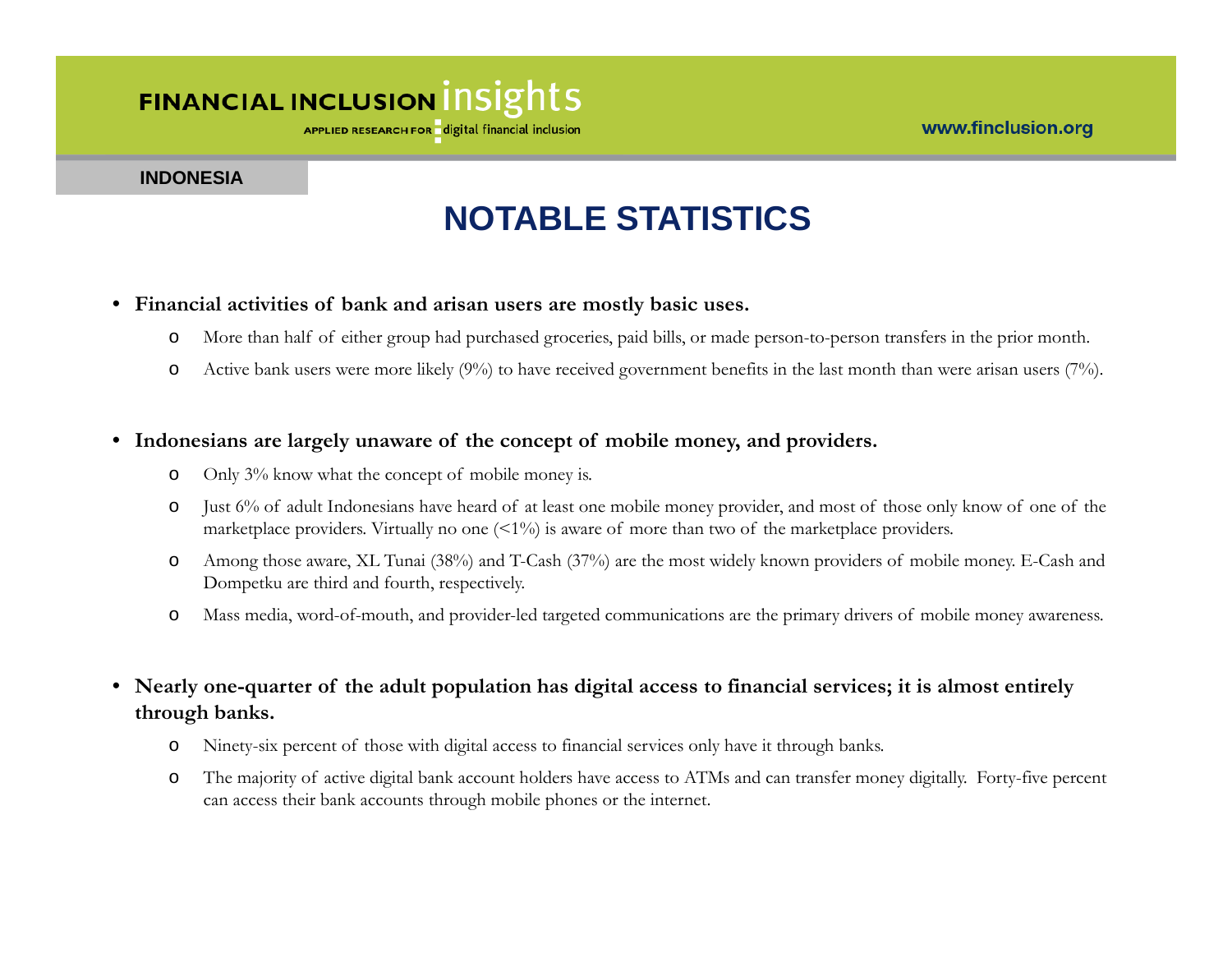INDONESIA

# NOTABLE STATISTICS

- **Financial activities of bank and arisan users are mostly basic uses.**
  - More than half of either group had purchased groceries, paid bills, or made person-to-person transfers in the prior month.
  - Active bank users were more likely (9%) to have received government benefits in the last month than were arisan users (7%).

- **Indonesians are largely unaware of the concept of mobile money, and providers.**
  - Only 3% know what the concept of mobile money is.
  - Just 6% of adult Indonesians have heard of at least one mobile money provider, and most of those only know of one of the marketplace providers. Virtually no one (<1%) is aware of more than two of the marketplace providers.
  - Among those aware, XL Tunai (38%) and T-Cash (37%) are the most widely known providers of mobile money. E-Cash and Dompetku are third and fourth, respectively.
  - Mass media, word-of-mouth, and provider-led targeted communications are the primary drivers of mobile money awareness.

- **Nearly one-quarter of the adult population has digital access to financial services; it is almost entirely through banks.**
  - Ninety-six percent of those with digital access to financial services only have it through banks.
  - The majority of active digital bank account holders have access to ATMs and can transfer money digitally. Forty-five percent can access their bank accounts through mobile phones or the internet.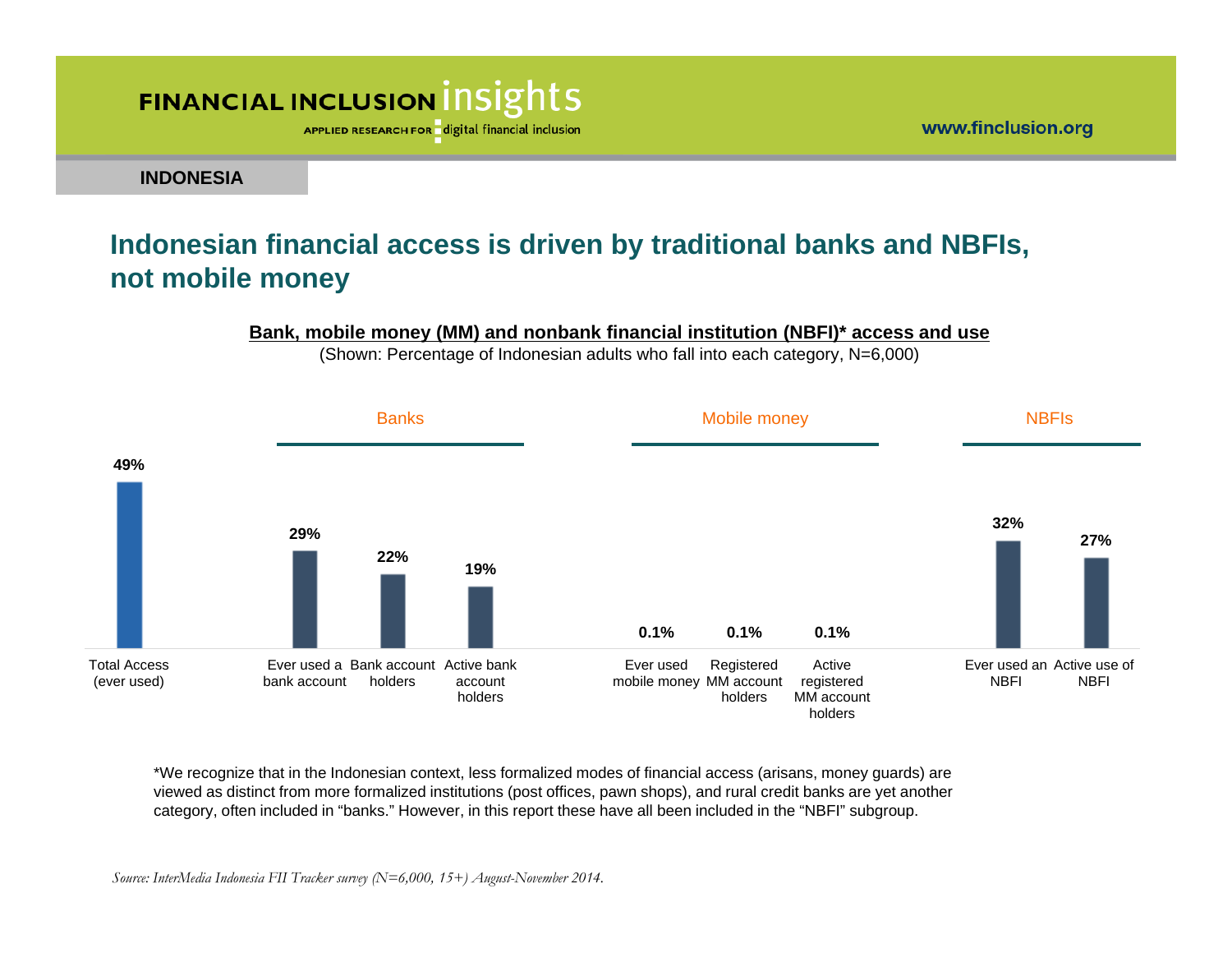INDONESIA

# Indonesian financial access is driven by traditional banks and NBFIs, not mobile money

**Bank, mobile money (MM) and nonbank financial institution (NBFI)* access and use**

(Shown: Percentage of Indonesian adults who fall into each category, N=6,000)

| Category | Measure | Percentage |
|---|---|---|
| | Total Access (ever used) | 49% |
| Banks | Ever used a bank account | 29% |
| Banks | Bank account holders | 22% |
| Banks | Active bank account holders | 19% |
| Mobile money | Ever used mobile money | 0.1% |
| Mobile money | Registered MM account holders | 0.1% |
| Mobile money | Active registered MM account holders | 0.1% |
| NBFIs | Ever used an NBFI | 32% |
| NBFIs | Active use of NBFI | 27% |

*We recognize that in the Indonesian context, less formalized modes of financial access (arisans, money guards) are viewed as distinct from more formalized institutions (post offices, pawn shops), and rural credit banks are yet another category, often included in "banks." However, in this report these have all been included in the "NBFI" subgroup.

*Source: InterMedia Indonesia FII Tracker survey (N=6,000, 15+) August-November 2014.*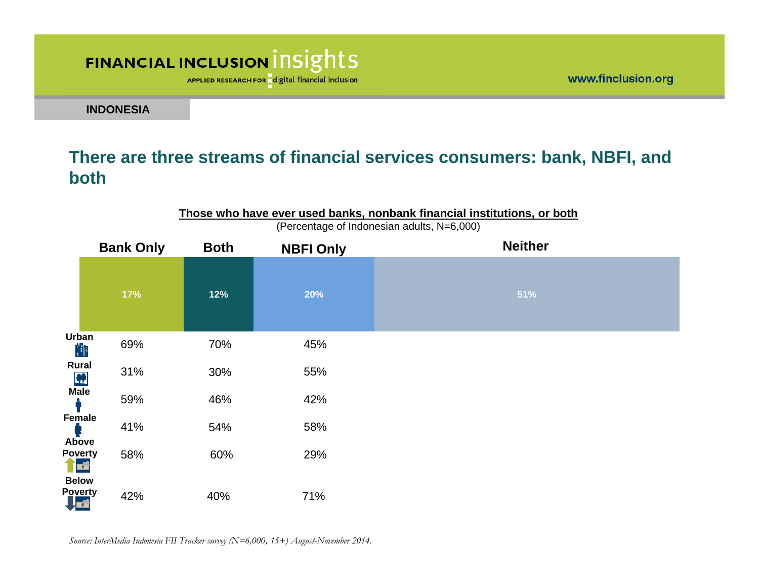## There are three streams of financial services consumers: bank, NBFI, and both

**Those who have ever used banks, nonbank financial institutions, or both**
(Percentage of Indonesian adults, N=6,000)

| | Bank Only | Both | NBFI Only | Neither |
|---|---|---|---|---|
| Total | 17% | 12% | 20% | 51% |
| Urban | 69% | 70% | 45% | |
| Rural | 31% | 30% | 55% | |
| Male | 59% | 46% | 42% | |
| Female | 41% | 54% | 58% | |
| Above Poverty | 58% | 60% | 29% | |
| Below Poverty | 42% | 40% | 71% | |

*Source: InterMedia Indonesia FII Tracker survey (N=6,000, 15+) August-November 2014.*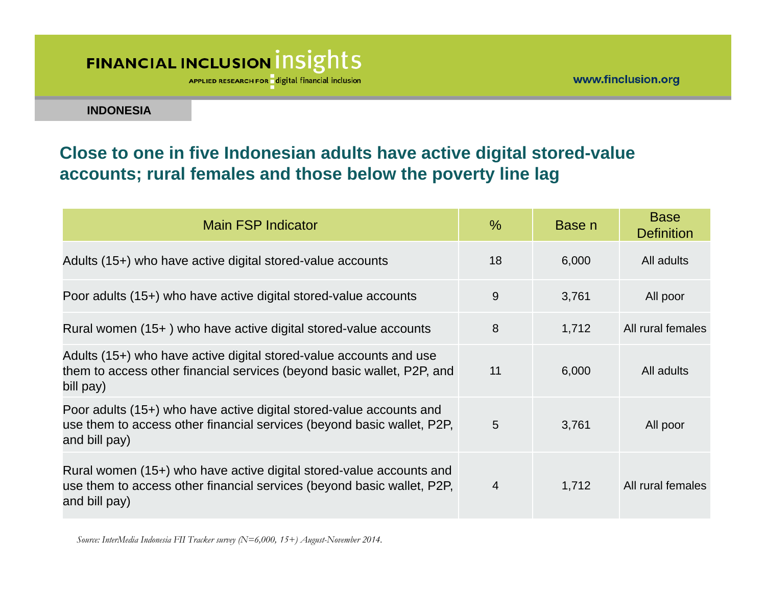**INDONESIA**

## Close to one in five Indonesian adults have active digital stored-value accounts; rural females and those below the poverty line lag

| Main FSP Indicator | % | Base n | Base Definition |
|---|---|---|---|
| Adults (15+) who have active digital stored-value accounts | 18 | 6,000 | All adults |
| Poor adults (15+) who have active digital stored-value accounts | 9 | 3,761 | All poor |
| Rural women (15+ ) who have active digital stored-value accounts | 8 | 1,712 | All rural females |
| Adults (15+) who have active digital stored-value accounts and use them to access other financial services (beyond basic wallet, P2P, and bill pay) | 11 | 6,000 | All adults |
| Poor adults (15+) who have active digital stored-value accounts and use them to access other financial services (beyond basic wallet, P2P, and bill pay) | 5 | 3,761 | All poor |
| Rural women (15+) who have active digital stored-value accounts and use them to access other financial services (beyond basic wallet, P2P, and bill pay) | 4 | 1,712 | All rural females |

*Source: InterMedia Indonesia FII Tracker survey (N=6,000, 15+) August-November 2014.*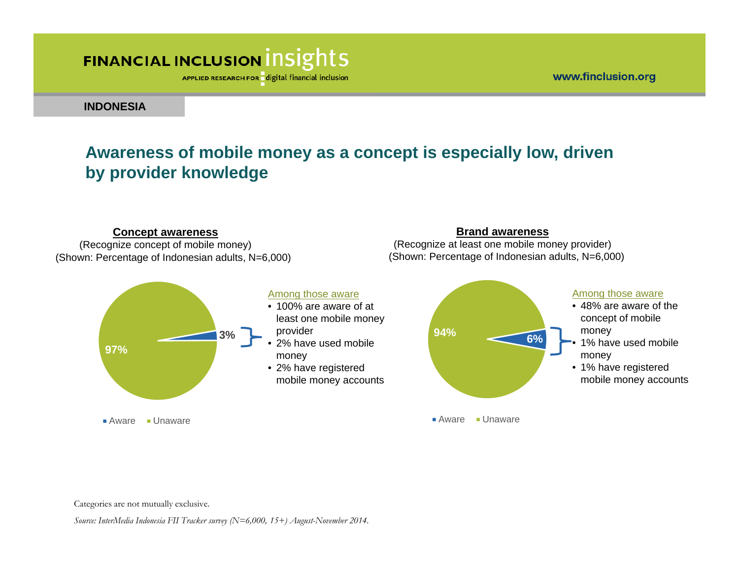**INDONESIA**

## Awareness of mobile money as a concept is especially low, driven by provider knowledge

**Concept awareness**
(Recognize concept of mobile money)
(Shown: Percentage of Indonesian adults, N=6,000)

- Aware: 3%
- Unaware: 97%

Among those aware
- 100% are aware of at least one mobile money provider
- 2% have used mobile money
- 2% have registered mobile money accounts

**Brand awareness**
(Recognize at least one mobile money provider)
(Shown: Percentage of Indonesian adults, N=6,000)

- Aware: 6%
- Unaware: 94%

Among those aware
- 48% are aware of the concept of mobile money
- 1% have used mobile money
- 1% have registered mobile money accounts

Categories are not mutually exclusive.

*Source: InterMedia Indonesia FII Tracker survey (N=6,000, 15+) August-November 2014.*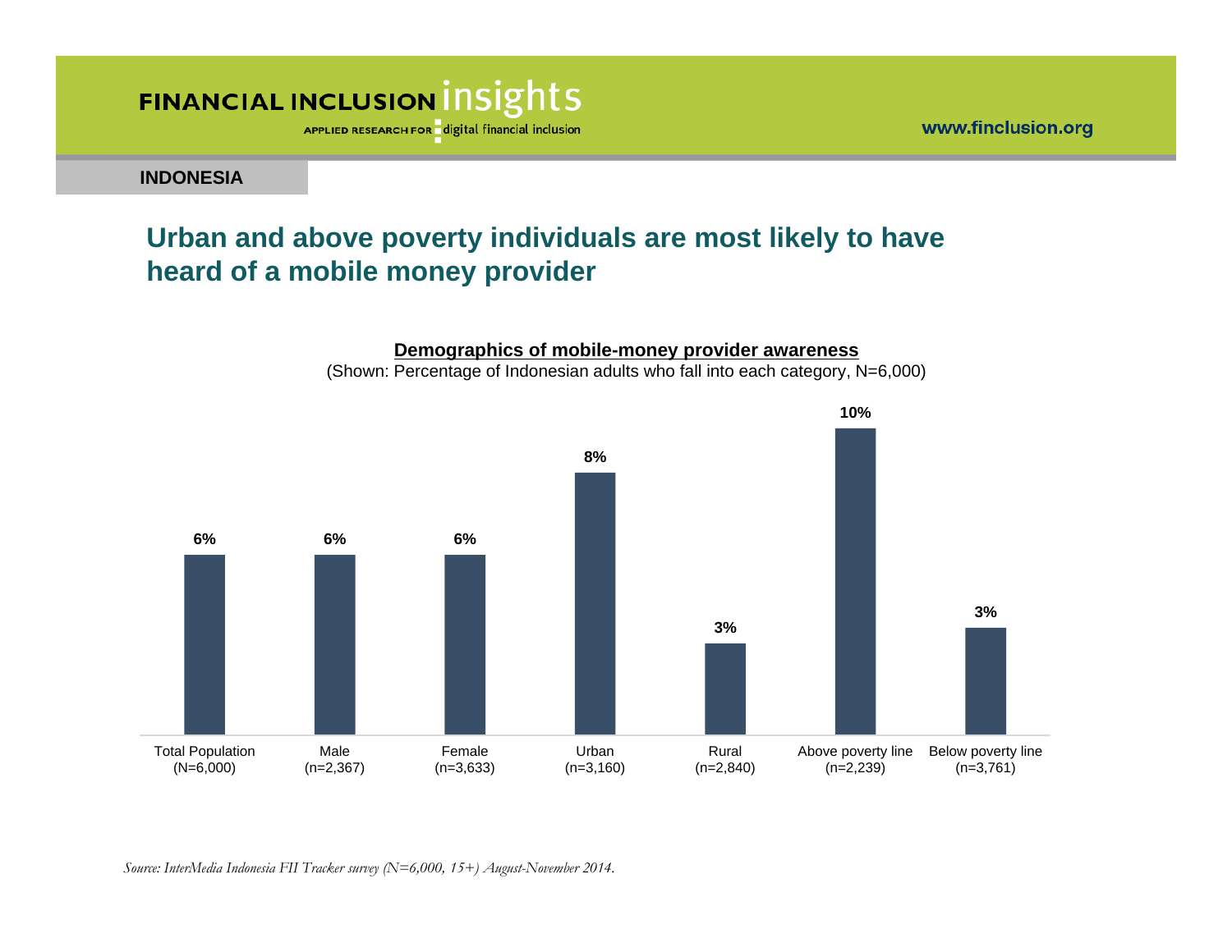INDONESIA

## Urban and above poverty individuals are most likely to have heard of a mobile money provider

**Demographics of mobile-money provider awareness**

(Shown: Percentage of Indonesian adults who fall into each category, N=6,000)

| Category | Percentage |
|---|---|
| Total Population (N=6,000) | 6% |
| Male (n=2,367) | 6% |
| Female (n=3,633) | 6% |
| Urban (n=3,160) | 8% |
| Rural (n=2,840) | 3% |
| Above poverty line (n=2,239) | 10% |
| Below poverty line (n=3,761) | 3% |

*Source: InterMedia Indonesia FII Tracker survey (N=6,000, 15+) August-November 2014.*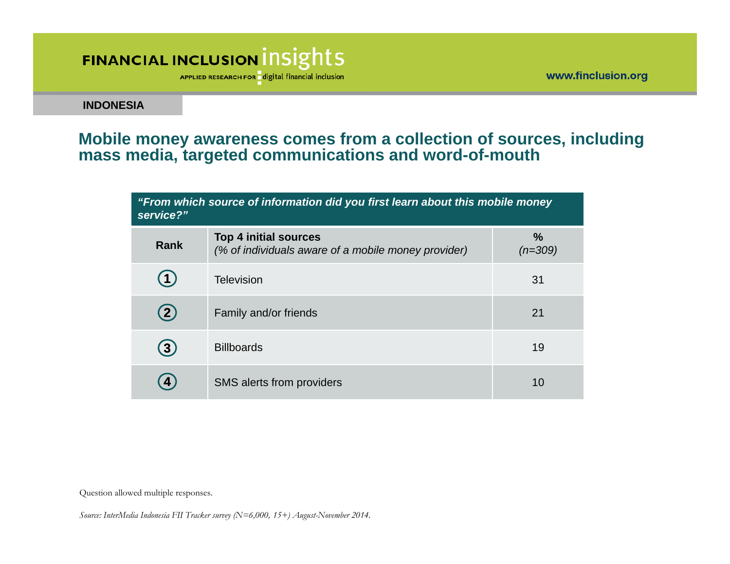**INDONESIA**

## Mobile money awareness comes from a collection of sources, including mass media, targeted communications and word-of-mouth

***"From which source of information did you first learn about this mobile money service?"***

| Rank | **Top 4 initial sources** *(% of individuals aware of a mobile money provider)* | **%** *(n=309)* |
|---|---|---|
| 1 | Television | 31 |
| 2 | Family and/or friends | 21 |
| 3 | Billboards | 19 |
| 4 | SMS alerts from providers | 10 |

Question allowed multiple responses.

*Source: InterMedia Indonesia FII Tracker survey (N=6,000, 15+) August-November 2014.*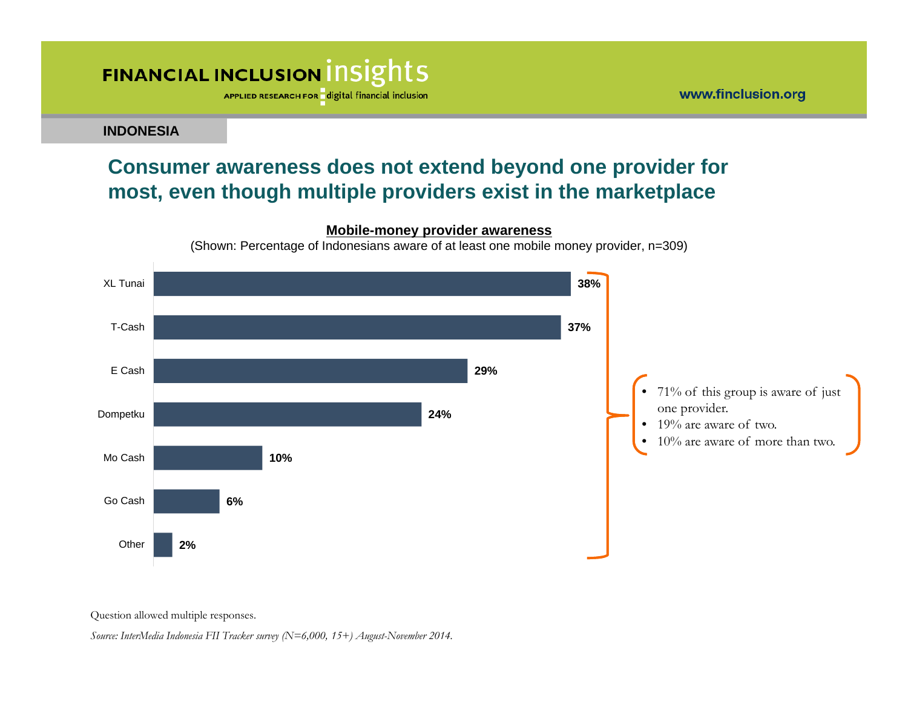**INDONESIA**

## Consumer awareness does not extend beyond one provider for most, even though multiple providers exist in the marketplace

**Mobile-money provider awareness**

(Shown: Percentage of Indonesians aware of at least one mobile money provider, n=309)

| Provider | Awareness |
|---|---|
| XL Tunai | 38% |
| T-Cash | 37% |
| E Cash | 29% |
| Dompetku | 24% |
| Mo Cash | 10% |
| Go Cash | 6% |
| Other | 2% |

- 71% of this group is aware of just one provider.
- 19% are aware of two.
- 10% are aware of more than two.

Question allowed multiple responses.

*Source: InterMedia Indonesia FII Tracker survey (N=6,000, 15+) August-November 2014.*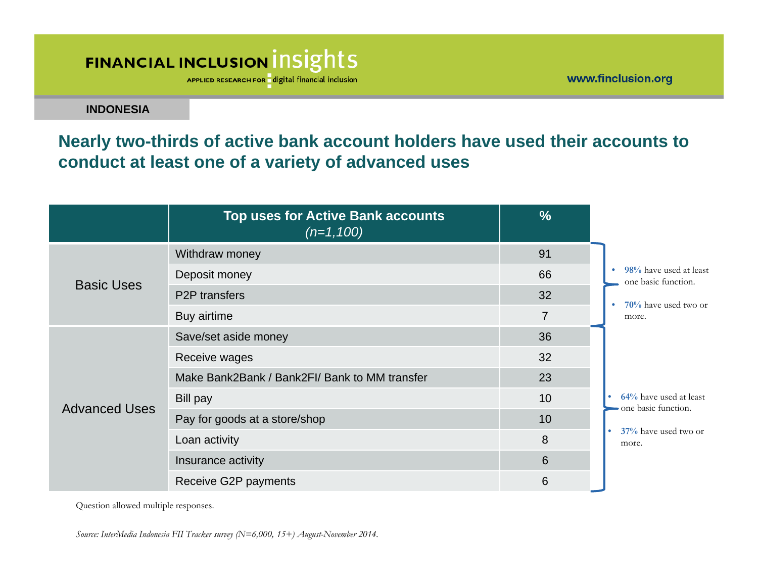**INDONESIA**

## Nearly two-thirds of active bank account holders have used their accounts to conduct at least one of a variety of advanced uses

| | Top uses for Active Bank accounts *(n=1,100)* | % |
|---|---|---|
| Basic Uses | Withdraw money | 91 |
| | Deposit money | 66 |
| | P2P transfers | 32 |
| | Buy airtime | 7 |
| Advanced Uses | Save/set aside money | 36 |
| | Receive wages | 32 |
| | Make Bank2Bank / Bank2FI/ Bank to MM transfer | 23 |
| | Bill pay | 10 |
| | Pay for goods at a store/shop | 10 |
| | Loan activity | 8 |
| | Insurance activity | 6 |
| | Receive G2P payments | 6 |

Basic Uses:

- **98%** have used at least one basic function.
- **70%** have used two or more.

Advanced Uses:

- **64%** have used at least one basic function.
- **37%** have used two or more.

Question allowed multiple responses.

*Source: InterMedia Indonesia FII Tracker survey (N=6,000, 15+) August-November 2014.*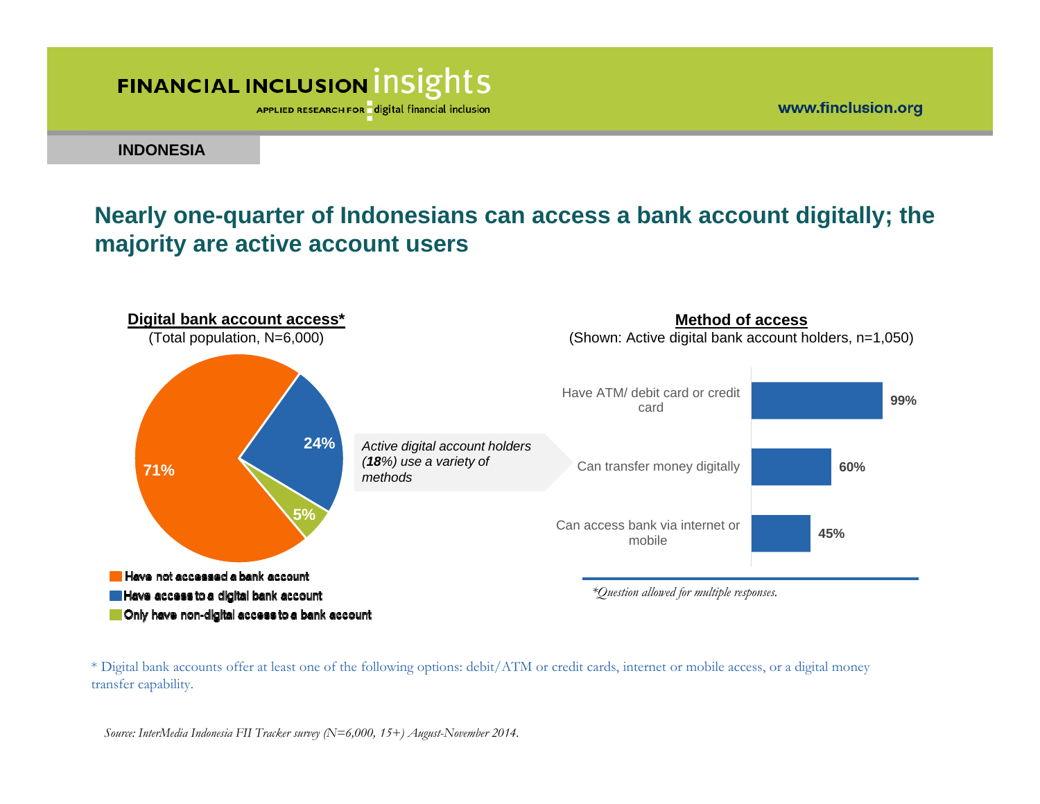INDONESIA

## Nearly one-quarter of Indonesians can access a bank account digitally; the majority are active account users

**Digital bank account access***
(Total population, N=6,000)

| Category | % |
|---|---|
| Have not accessed a bank account | 71% |
| Have access to a digital bank account | 24% |
| Only have non-digital access to a bank account | 5% |

*Active digital account holders (**18**%) use a variety of methods*

**Method of access**
(Shown: Active digital bank account holders, n=1,050)

| Method | % |
|---|---|
| Have ATM/ debit card or credit card | 99% |
| Can transfer money digitally | 60% |
| Can access bank via internet or mobile | 45% |

*Question allowed for multiple responses.*

* Digital bank accounts offer at least one of the following options: debit/ATM or credit cards, internet or mobile access, or a digital money transfer capability.

*Source: InterMedia Indonesia FII Tracker survey (N=6,000, 15+) August-November 2014.*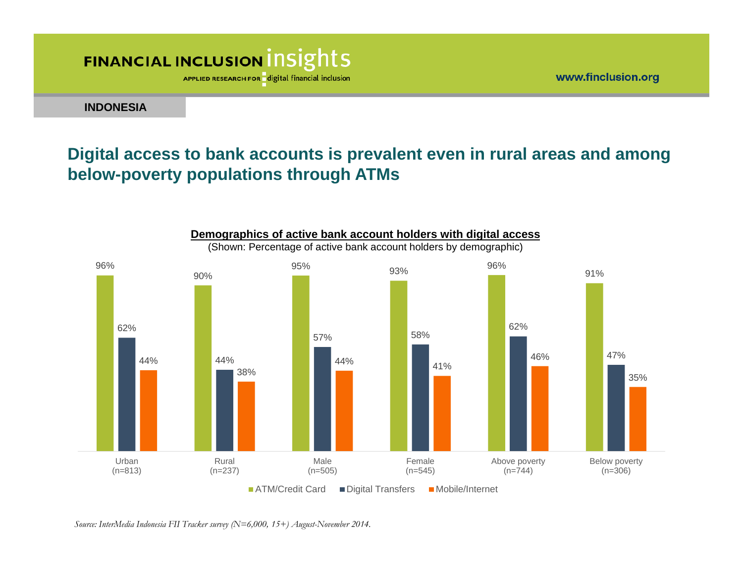**INDONESIA**

## Digital access to bank accounts is prevalent even in rural areas and among below-poverty populations through ATMs

**Demographics of active bank account holders with digital access**

(Shown: Percentage of active bank account holders by demographic)

| | ATM/Credit Card | Digital Transfers | Mobile/Internet |
|---|---|---|---|
| Urban (n=813) | 96% | 62% | 44% |
| Rural (n=237) | 90% | 44% | 38% |
| Male (n=505) | 95% | 57% | 44% |
| Female (n=545) | 93% | 58% | 41% |
| Above poverty (n=744) | 96% | 62% | 46% |
| Below poverty (n=306) | 91% | 47% | 35% |

*Source: InterMedia Indonesia FII Tracker survey (N=6,000, 15+) August-November 2014.*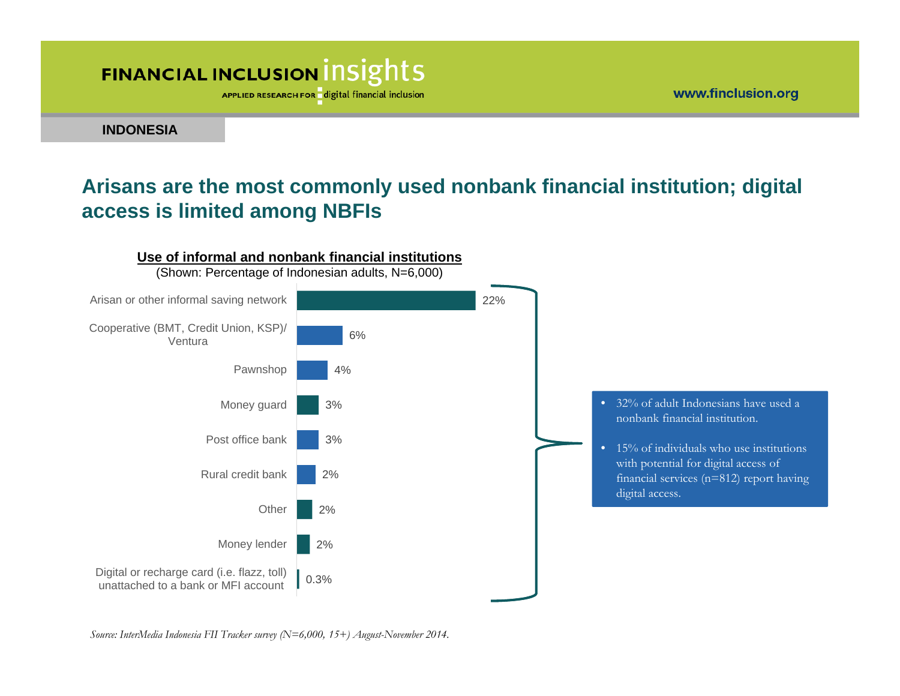**INDONESIA**

## Arisans are the most commonly used nonbank financial institution; digital access is limited among NBFIs

**Use of informal and nonbank financial institutions**

(Shown: Percentage of Indonesian adults, N=6,000)

| Institution | Percentage |
|---|---|
| Arisan or other informal saving network | 22% |
| Cooperative (BMT, Credit Union, KSP)/ Ventura | 6% |
| Pawnshop | 4% |
| Money guard | 3% |
| Post office bank | 3% |
| Rural credit bank | 2% |
| Other | 2% |
| Money lender | 2% |
| Digital or recharge card (i.e. flazz, toll) unattached to a bank or MFI account | 0.3% |

- 32% of adult Indonesians have used a nonbank financial institution.
- 15% of individuals who use institutions with potential for digital access of financial services (n=812) report having digital access.

*Source: InterMedia Indonesia FII Tracker survey (N=6,000, 15+) August-November 2014.*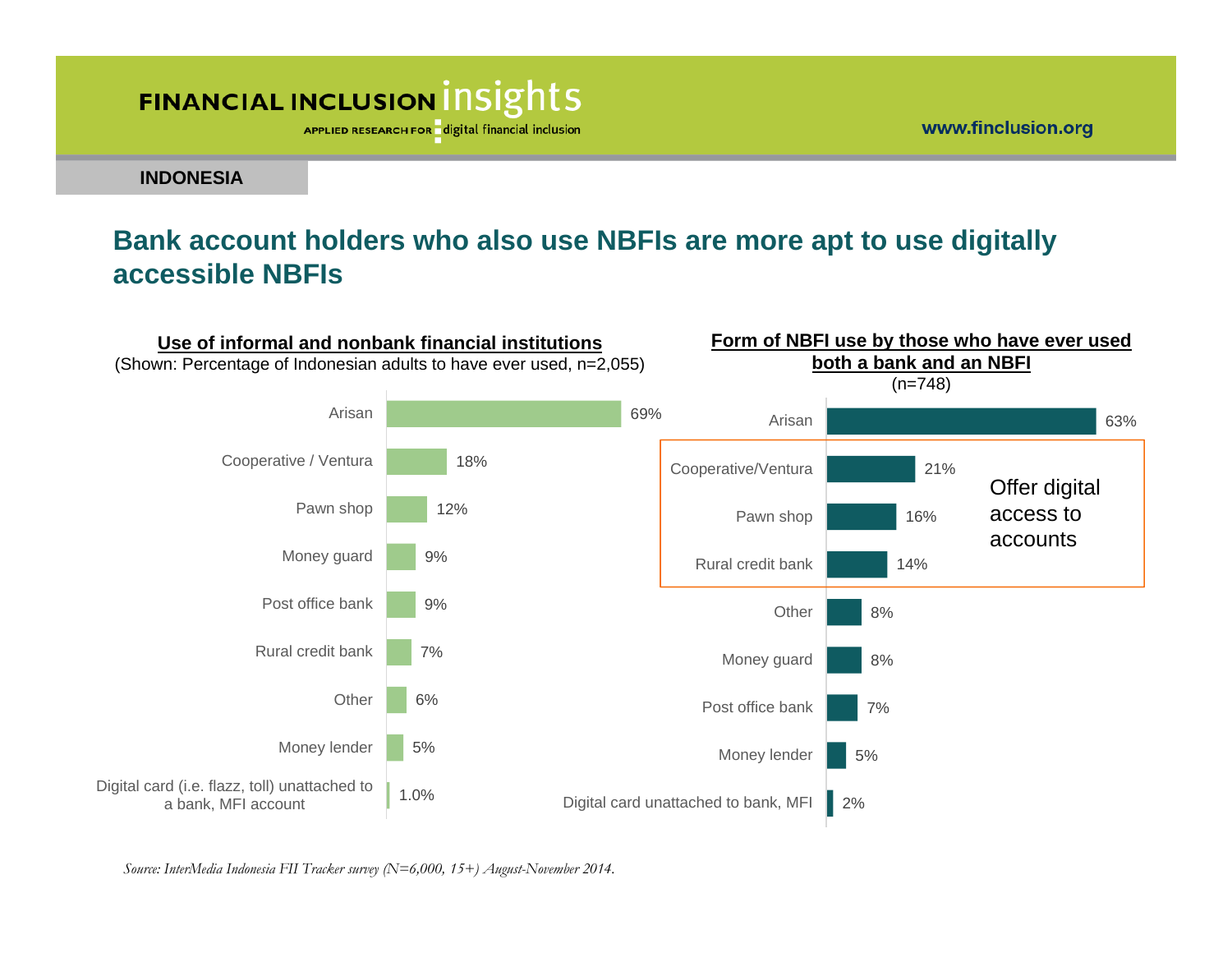INDONESIA

## Bank account holders who also use NBFIs are more apt to use digitally accessible NBFIs

**Use of informal and nonbank financial institutions**
(Shown: Percentage of Indonesian adults to have ever used, n=2,055)

| Institution | % |
|---|---|
| Arisan | 69% |
| Cooperative / Ventura | 18% |
| Pawn shop | 12% |
| Money guard | 9% |
| Post office bank | 9% |
| Rural credit bank | 7% |
| Other | 6% |
| Money lender | 5% |
| Digital card (i.e. flazz, toll) unattached to a bank, MFI account | 1.0% |

**Form of NBFI use by those who have ever used both a bank and an NBFI**
(n=748)

| Institution | % |
|---|---|
| Arisan | 63% |
| Cooperative/Ventura | 21% |
| Pawn shop | 16% |
| Rural credit bank | 14% |
| Other | 8% |
| Money guard | 8% |
| Post office bank | 7% |
| Money lender | 5% |
| Digital card unattached to bank, MFI | 2% |

Offer digital access to accounts (Cooperative/Ventura, Pawn shop, Rural credit bank)

*Source: InterMedia Indonesia FII Tracker survey (N=6,000, 15+) August-November 2014.*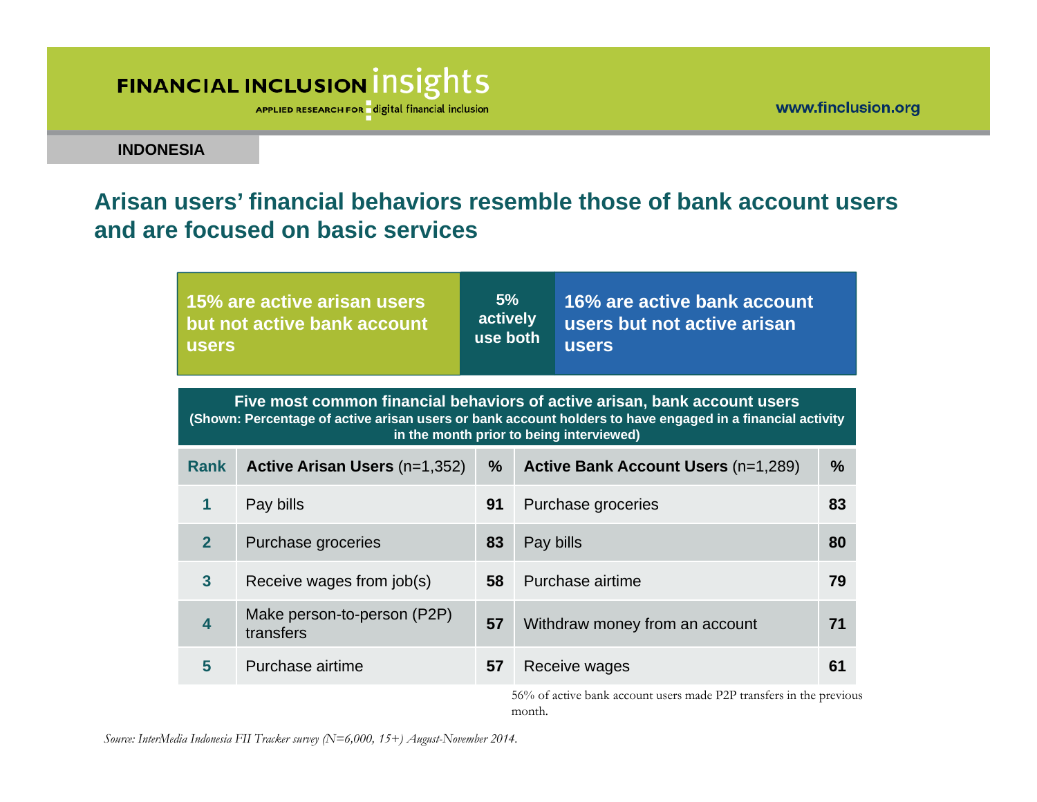INDONESIA

## Arisan users' financial behaviors resemble those of bank account users and are focused on basic services

| 15% are active arisan users but not active bank account users | 5% actively use both | 16% are active bank account users but not active arisan users |
|---|---|---|

**Five most common financial behaviors of active arisan, bank account users**
**(Shown: Percentage of active arisan users or bank account holders to have engaged in a financial activity in the month prior to being interviewed)**

| Rank | **Active Arisan Users** (n=1,352) | % | **Active Bank Account Users** (n=1,289) | % |
|---|---|---|---|---|
| 1 | Pay bills | 91 | Purchase groceries | 83 |
| 2 | Purchase groceries | 83 | Pay bills | 80 |
| 3 | Receive wages from job(s) | 58 | Purchase airtime | 79 |
| 4 | Make person-to-person (P2P) transfers | 57 | Withdraw money from an account | 71 |
| 5 | Purchase airtime | 57 | Receive wages | 61 |

56% of active bank account users made P2P transfers in the previous month.

*Source: InterMedia Indonesia FII Tracker survey (N=6,000, 15+) August-November 2014.*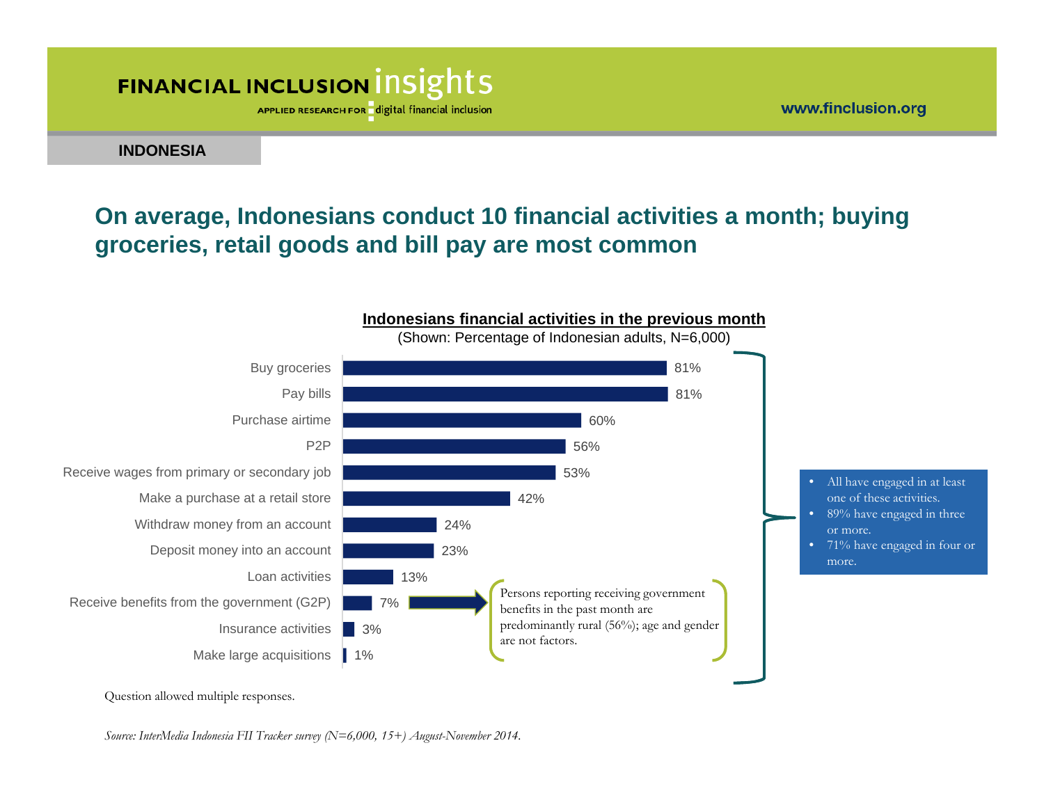**INDONESIA**

## On average, Indonesians conduct 10 financial activities a month; buying groceries, retail goods and bill pay are most common

**Indonesians financial activities in the previous month**

(Shown: Percentage of Indonesian adults, N=6,000)

| Activity | Percentage |
| --- | --- |
| Buy groceries | 81% |
| Pay bills | 81% |
| Purchase airtime | 60% |
| P2P | 56% |
| Receive wages from primary or secondary job | 53% |
| Make a purchase at a retail store | 42% |
| Withdraw money from an account | 24% |
| Deposit money into an account | 23% |
| Loan activities | 13% |
| Receive benefits from the government (G2P) | 7% |
| Insurance activities | 3% |
| Make large acquisitions | 1% |

Persons reporting receiving government benefits in the past month are predominantly rural (56%); age and gender are not factors.

- All have engaged in at least one of these activities.
- 89% have engaged in three or more.
- 71% have engaged in four or more.

Question allowed multiple responses.

*Source: InterMedia Indonesia FII Tracker survey (N=6,000, 15+) August-November 2014.*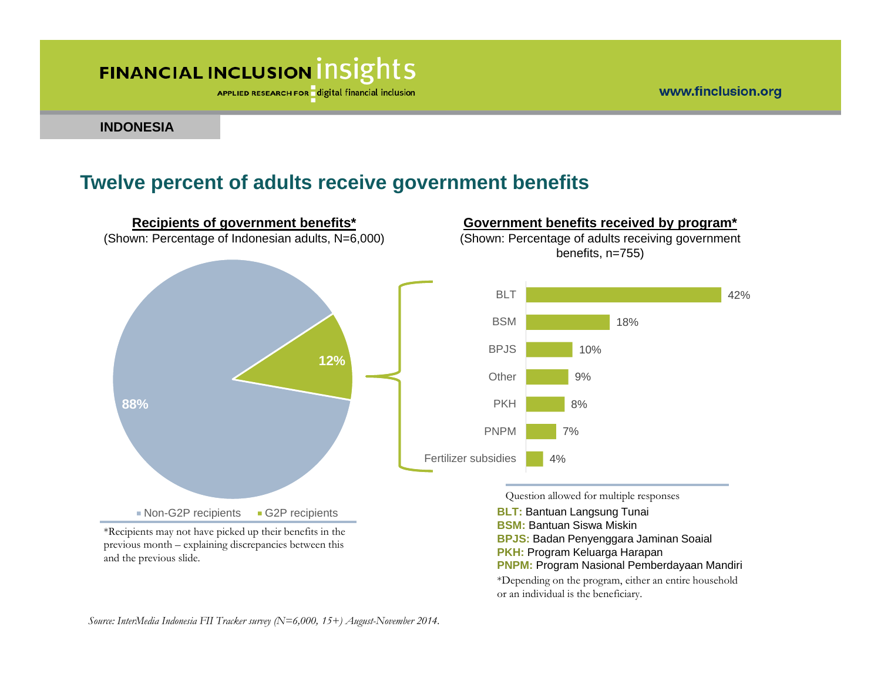INDONESIA

# Twelve percent of adults receive government benefits

**Recipients of government benefits***

(Shown: Percentage of Indonesian adults, N=6,000)

| Category | Percentage |
|---|---|
| Non-G2P recipients | 88% |
| G2P recipients | 12% |

*Recipients may not have picked up their benefits in the previous month – explaining discrepancies between this and the previous slide.

**Government benefits received by program***

(Shown: Percentage of adults receiving government benefits, n=755)

| Program | Percentage |
|---|---|
| BLT | 42% |
| BSM | 18% |
| BPJS | 10% |
| Other | 9% |
| PKH | 8% |
| PNPM | 7% |
| Fertilizer subsidies | 4% |

Question allowed for multiple responses

**BLT:** Bantuan Langsung Tunai
**BSM:** Bantuan Siswa Miskin
**BPJS:** Badan Penyenggara Jaminan Soaial
**PKH:** Program Keluarga Harapan
**PNPM:** Program Nasional Pemberdayaan Mandiri

*Depending on the program, either an entire household or an individual is the beneficiary.

*Source: InterMedia Indonesia FII Tracker survey (N=6,000, 15+) August-November 2014.*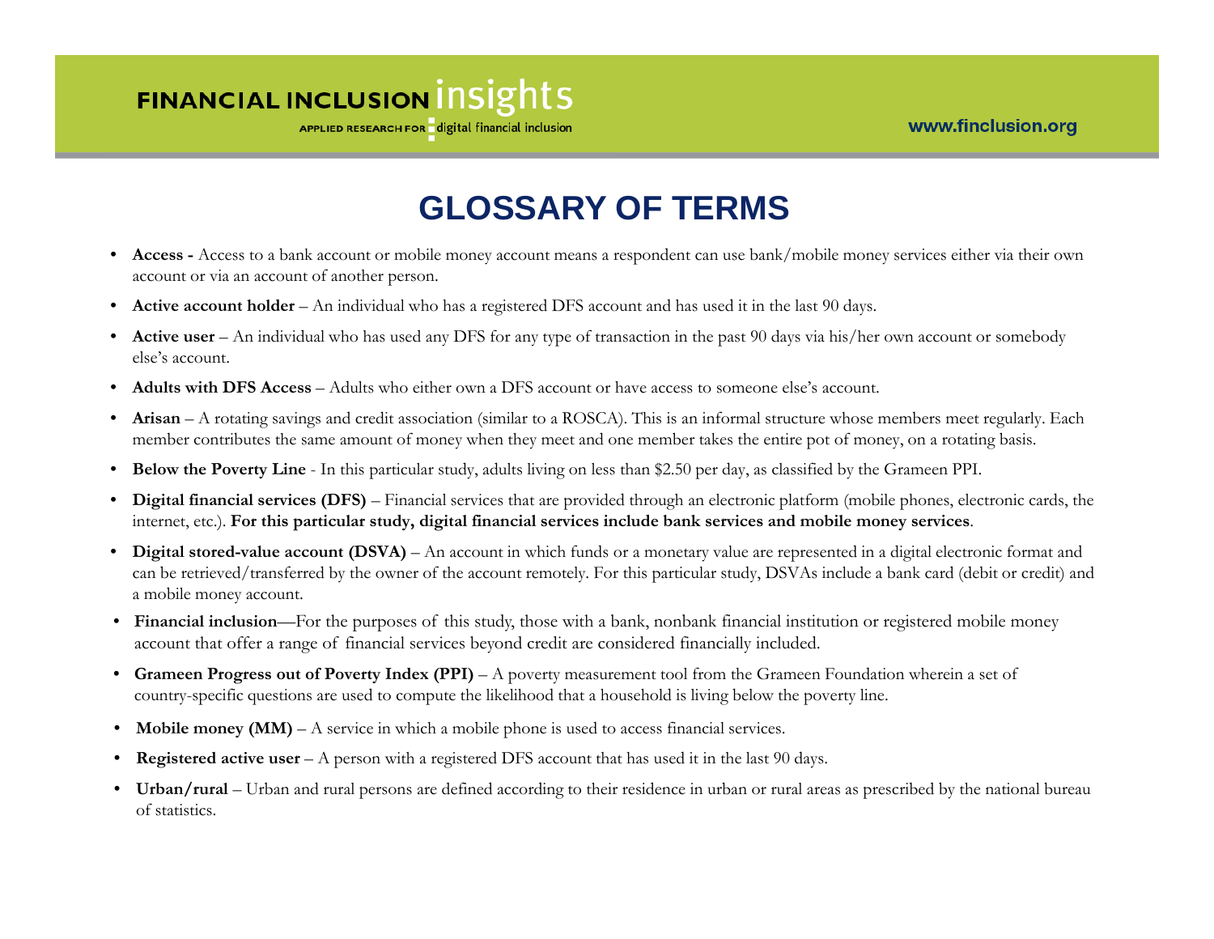# GLOSSARY OF TERMS

- **Access -** Access to a bank account or mobile money account means a respondent can use bank/mobile money services either via their own account or via an account of another person.
- **Active account holder** – An individual who has a registered DFS account and has used it in the last 90 days.
- **Active user** – An individual who has used any DFS for any type of transaction in the past 90 days via his/her own account or somebody else's account.
- **Adults with DFS Access** – Adults who either own a DFS account or have access to someone else's account.
- **Arisan** – A rotating savings and credit association (similar to a ROSCA). This is an informal structure whose members meet regularly. Each member contributes the same amount of money when they meet and one member takes the entire pot of money, on a rotating basis.
- **Below the Poverty Line** - In this particular study, adults living on less than $2.50 per day, as classified by the Grameen PPI.
- **Digital financial services (DFS)** – Financial services that are provided through an electronic platform (mobile phones, electronic cards, the internet, etc.). **For this particular study, digital financial services include bank services and mobile money services**.
- **Digital stored-value account (DSVA)** – An account in which funds or a monetary value are represented in a digital electronic format and can be retrieved/transferred by the owner of the account remotely. For this particular study, DSVAs include a bank card (debit or credit) and a mobile money account.
- **Financial inclusion**—For the purposes of this study, those with a bank, nonbank financial institution or registered mobile money account that offer a range of financial services beyond credit are considered financially included.
- **Grameen Progress out of Poverty Index (PPI)** – A poverty measurement tool from the Grameen Foundation wherein a set of country-specific questions are used to compute the likelihood that a household is living below the poverty line.
- **Mobile money (MM)** – A service in which a mobile phone is used to access financial services.
- **Registered active user** – A person with a registered DFS account that has used it in the last 90 days.
- **Urban/rural** – Urban and rural persons are defined according to their residence in urban or rural areas as prescribed by the national bureau of statistics.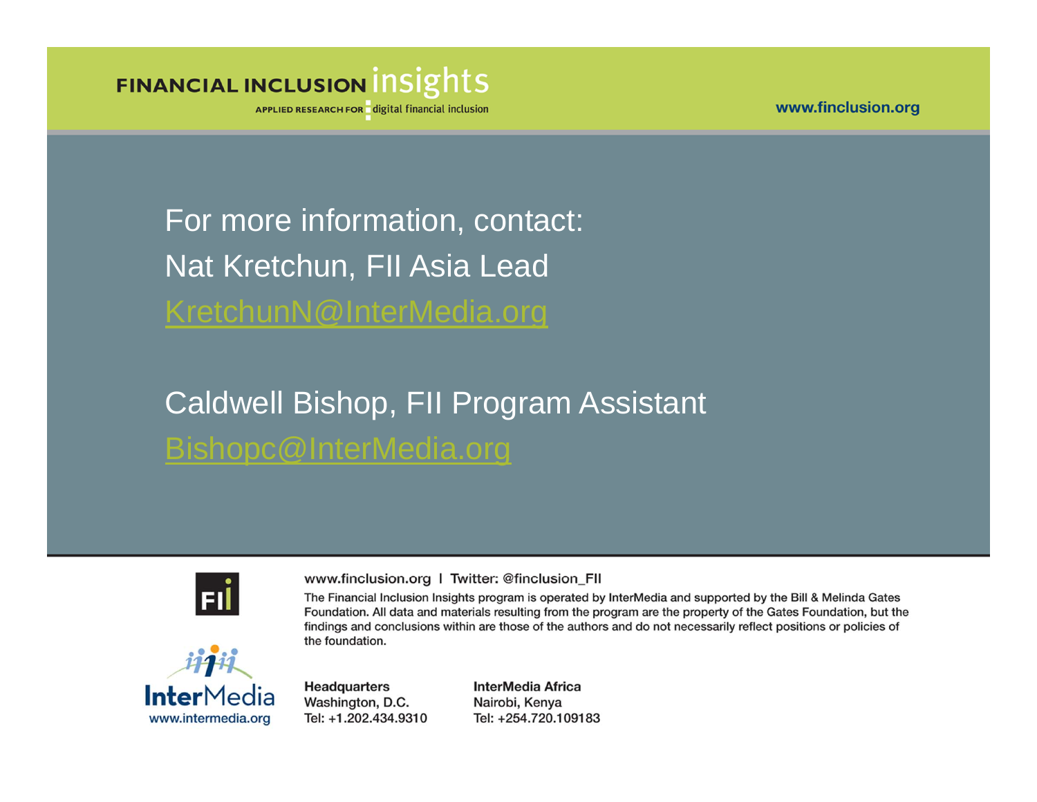FINANCIAL INCLUSION insights

APPLIED RESEARCH FOR digital financial inclusion

www.finclusion.org

For more information, contact:

Nat Kretchun, FII Asia Lead

KretchunN@InterMedia.org

Caldwell Bishop, FII Program Assistant

Bishopc@InterMedia.org

FII

InterMedia
www.intermedia.org

www.finclusion.org I Twitter: @finclusion_FII

The Financial Inclusion Insights program is operated by InterMedia and supported by the Bill & Melinda Gates Foundation. All data and materials resulting from the program are the property of the Gates Foundation, but the findings and conclusions within are those of the authors and do not necessarily reflect positions or policies of the foundation.

**Headquarters**
Washington, D.C.
Tel: +1.202.434.9310

**InterMedia Africa**
Nairobi, Kenya
Tel: +254.720.109183